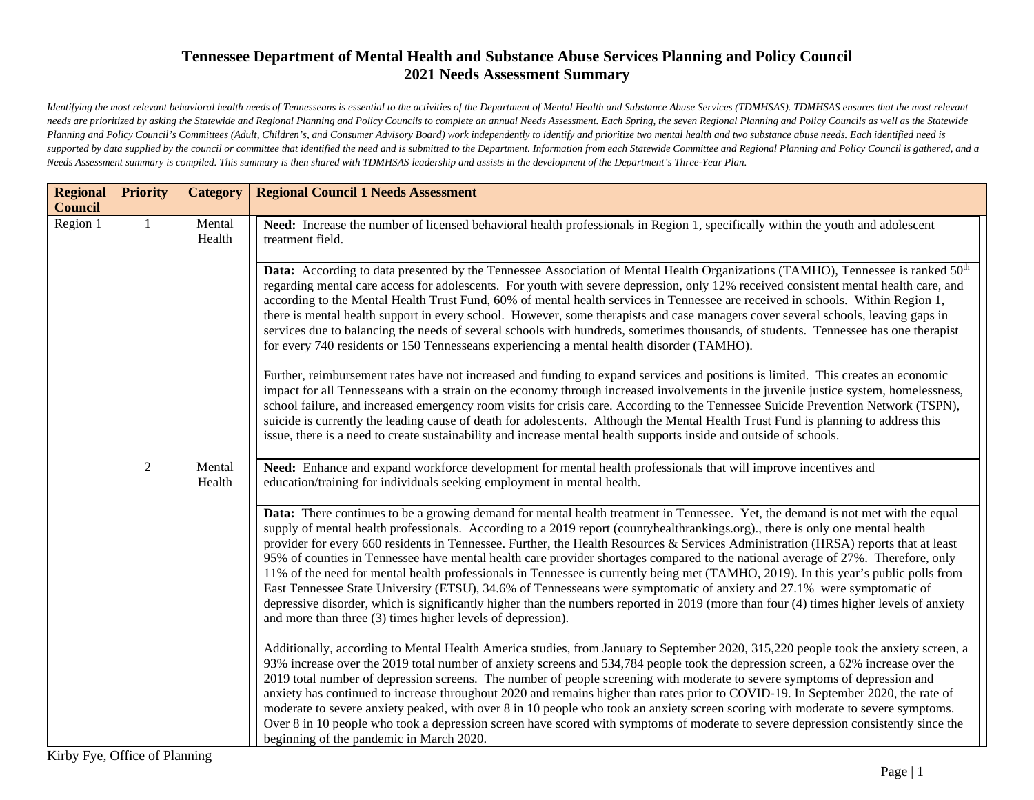# Tennessee Department of Mental Health and Substance Abuse Services Planning and Policy Council
## 2021 Needs Assessment Summary

*Identifying the most relevant behavioral health needs of Tennesseans is essential to the activities of the Department of Mental Health and Substance Abuse Services (TDMHSAS). TDMHSAS ensures that the most relevant needs are prioritized by asking the Statewide and Regional Planning and Policy Councils to complete an annual Needs Assessment. Each Spring, the seven Regional Planning and Policy Councils as well as the Statewide Planning and Policy Council's Committees (Adult, Children's, and Consumer Advisory Board) work independently to identify and prioritize two mental health and two substance abuse needs. Each identified need is supported by data supplied by the council or committee that identified the need and is submitted to the Department. Information from each Statewide Committee and Regional Planning and Policy Council is gathered, and a Needs Assessment summary is compiled. This summary is then shared with TDMHSAS leadership and assists in the development of the Department's Three-Year Plan.*

| Regional Council | Priority | Category | Regional Council 1 Needs Assessment |
|---|---|---|---|
| Region 1 | 1 | Mental Health | **Need:** Increase the number of licensed behavioral health professionals in Region 1, specifically within the youth and adolescent treatment field. |
| | | | **Data:** According to data presented by the Tennessee Association of Mental Health Organizations (TAMHO), Tennessee is ranked 50th regarding mental care access for adolescents. For youth with severe depression, only 12% received consistent mental health care, and according to the Mental Health Trust Fund, 60% of mental health services in Tennessee are received in schools. Within Region 1, there is mental health support in every school. However, some therapists and case managers cover several schools, leaving gaps in services due to balancing the needs of several schools with hundreds, sometimes thousands, of students. Tennessee has one therapist for every 740 residents or 150 Tennesseans experiencing a mental health disorder (TAMHO).<br><br>Further, reimbursement rates have not increased and funding to expand services and positions is limited. This creates an economic impact for all Tennesseans with a strain on the economy through increased involvements in the juvenile justice system, homelessness, school failure, and increased emergency room visits for crisis care. According to the Tennessee Suicide Prevention Network (TSPN), suicide is currently the leading cause of death for adolescents. Although the Mental Health Trust Fund is planning to address this issue, there is a need to create sustainability and increase mental health supports inside and outside of schools. |
| | 2 | Mental Health | **Need:** Enhance and expand workforce development for mental health professionals that will improve incentives and education/training for individuals seeking employment in mental health. |
| | | | **Data:** There continues to be a growing demand for mental health treatment in Tennessee. Yet, the demand is not met with the equal supply of mental health professionals. According to a 2019 report (countyhealthrankings.org)., there is only one mental health provider for every 660 residents in Tennessee. Further, the Health Resources & Services Administration (HRSA) reports that at least 95% of counties in Tennessee have mental health care provider shortages compared to the national average of 27%. Therefore, only 11% of the need for mental health professionals in Tennessee is currently being met (TAMHO, 2019). In this year's public polls from East Tennessee State University (ETSU), 34.6% of Tennesseans were symptomatic of anxiety and 27.1% were symptomatic of depressive disorder, which is significantly higher than the numbers reported in 2019 (more than four (4) times higher levels of anxiety and more than three (3) times higher levels of depression).<br><br>Additionally, according to Mental Health America studies, from January to September 2020, 315,220 people took the anxiety screen, a 93% increase over the 2019 total number of anxiety screens and 534,784 people took the depression screen, a 62% increase over the 2019 total number of depression screens. The number of people screening with moderate to severe symptoms of depression and anxiety has continued to increase throughout 2020 and remains higher than rates prior to COVID-19. In September 2020, the rate of moderate to severe anxiety peaked, with over 8 in 10 people who took an anxiety screen scoring with moderate to severe symptoms. Over 8 in 10 people who took a depression screen have scored with symptoms of moderate to severe depression consistently since the beginning of the pandemic in March 2020. |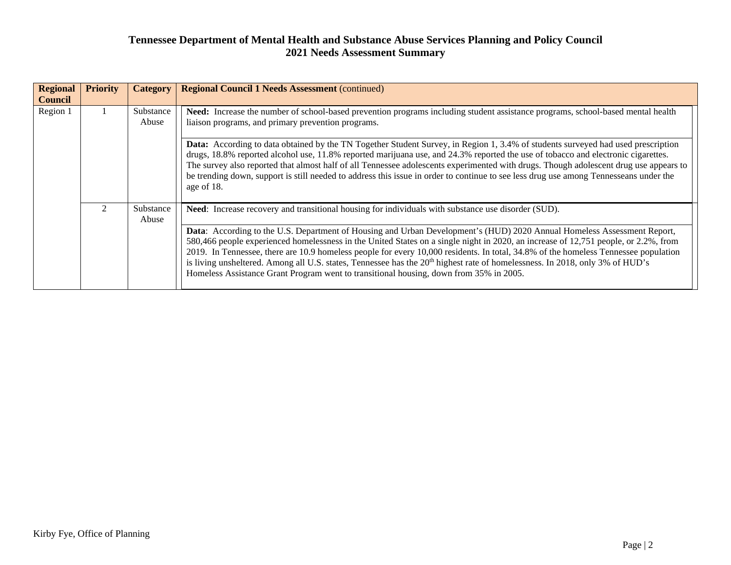**Tennessee Department of Mental Health and Substance Abuse Services Planning and Policy Council**
**2021 Needs Assessment Summary**

| Regional Council | Priority | Category | Regional Council 1 Needs Assessment (continued) |
|---|---|---|---|
| Region 1 | 1 | Substance Abuse | **Need:** Increase the number of school-based prevention programs including student assistance programs, school-based mental health liaison programs, and primary prevention programs. |
| | | | **Data:** According to data obtained by the TN Together Student Survey, in Region 1, 3.4% of students surveyed had used prescription drugs, 18.8% reported alcohol use, 11.8% reported marijuana use, and 24.3% reported the use of tobacco and electronic cigarettes. The survey also reported that almost half of all Tennessee adolescents experimented with drugs. Though adolescent drug use appears to be trending down, support is still needed to address this issue in order to continue to see less drug use among Tennesseans under the age of 18. |
| | 2 | Substance Abuse | **Need**: Increase recovery and transitional housing for individuals with substance use disorder (SUD). |
| | | | **Data**: According to the U.S. Department of Housing and Urban Development's (HUD) 2020 Annual Homeless Assessment Report, 580,466 people experienced homelessness in the United States on a single night in 2020, an increase of 12,751 people, or 2.2%, from 2019. In Tennessee, there are 10.9 homeless people for every 10,000 residents. In total, 34.8% of the homeless Tennessee population is living unsheltered. Among all U.S. states, Tennessee has the 20th highest rate of homelessness. In 2018, only 3% of HUD's Homeless Assistance Grant Program went to transitional housing, down from 35% in 2005. |

Kirby Fye, Office of Planning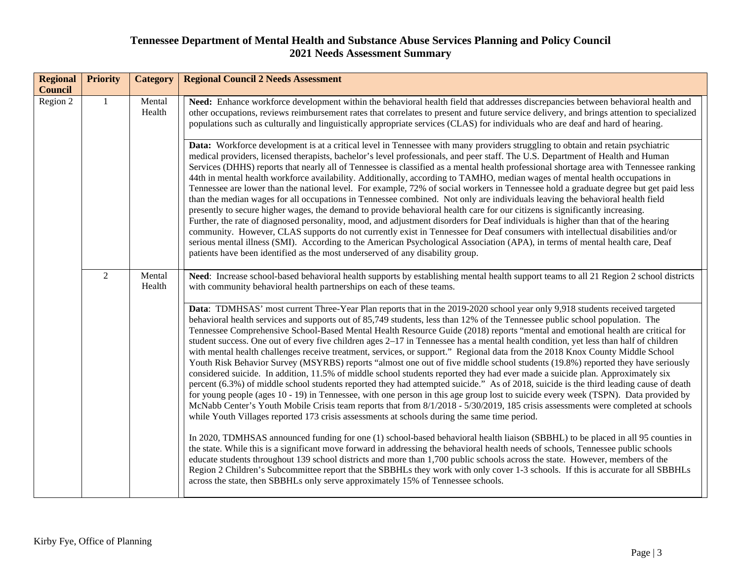# Tennessee Department of Mental Health and Substance Abuse Services Planning and Policy Council
# 2021 Needs Assessment Summary

| Regional Council | Priority | Category | Regional Council 2 Needs Assessment |
|---|---|---|---|
| Region 2 | 1 | Mental Health | **Need:** Enhance workforce development within the behavioral health field that addresses discrepancies between behavioral health and other occupations, reviews reimbursement rates that correlates to present and future service delivery, and brings attention to specialized populations such as culturally and linguistically appropriate services (CLAS) for individuals who are deaf and hard of hearing. |
| | | | **Data:** Workforce development is at a critical level in Tennessee with many providers struggling to obtain and retain psychiatric medical providers, licensed therapists, bachelor's level professionals, and peer staff. The U.S. Department of Health and Human Services (DHHS) reports that nearly all of Tennessee is classified as a mental health professional shortage area with Tennessee ranking 44th in mental health workforce availability. Additionally, according to TAMHO, median wages of mental health occupations in Tennessee are lower than the national level. For example, 72% of social workers in Tennessee hold a graduate degree but get paid less than the median wages for all occupations in Tennessee combined. Not only are individuals leaving the behavioral health field presently to secure higher wages, the demand to provide behavioral health care for our citizens is significantly increasing. Further, the rate of diagnosed personality, mood, and adjustment disorders for Deaf individuals is higher than that of the hearing community. However, CLAS supports do not currently exist in Tennessee for Deaf consumers with intellectual disabilities and/or serious mental illness (SMI). According to the American Psychological Association (APA), in terms of mental health care, Deaf patients have been identified as the most underserved of any disability group. |
| | 2 | Mental Health | **Need**: Increase school-based behavioral health supports by establishing mental health support teams to all 21 Region 2 school districts with community behavioral health partnerships on each of these teams. |
| | | | **Data**: TDMHSAS' most current Three-Year Plan reports that in the 2019-2020 school year only 9,918 students received targeted behavioral health services and supports out of 85,749 students, less than 12% of the Tennessee public school population. The Tennessee Comprehensive School-Based Mental Health Resource Guide (2018) reports "mental and emotional health are critical for student success. One out of every five children ages 2–17 in Tennessee has a mental health condition, yet less than half of children with mental health challenges receive treatment, services, or support." Regional data from the 2018 Knox County Middle School Youth Risk Behavior Survey (MSYRBS) reports "almost one out of five middle school students (19.8%) reported they have seriously considered suicide. In addition, 11.5% of middle school students reported they had ever made a suicide plan. Approximately six percent (6.3%) of middle school students reported they had attempted suicide." As of 2018, suicide is the third leading cause of death for young people (ages 10 - 19) in Tennessee, with one person in this age group lost to suicide every week (TSPN). Data provided by McNabb Center's Youth Mobile Crisis team reports that from 8/1/2018 - 5/30/2019, 185 crisis assessments were completed at schools while Youth Villages reported 173 crisis assessments at schools during the same time period.<br><br>In 2020, TDMHSAS announced funding for one (1) school-based behavioral health liaison (SBBHL) to be placed in all 95 counties in the state. While this is a significant move forward in addressing the behavioral health needs of schools, Tennessee public schools educate students throughout 139 school districts and more than 1,700 public schools across the state. However, members of the Region 2 Children's Subcommittee report that the SBBHLs they work with only cover 1-3 schools. If this is accurate for all SBBHLs across the state, then SBBHLs only serve approximately 15% of Tennessee schools. |

Kirby Fye, Office of Planning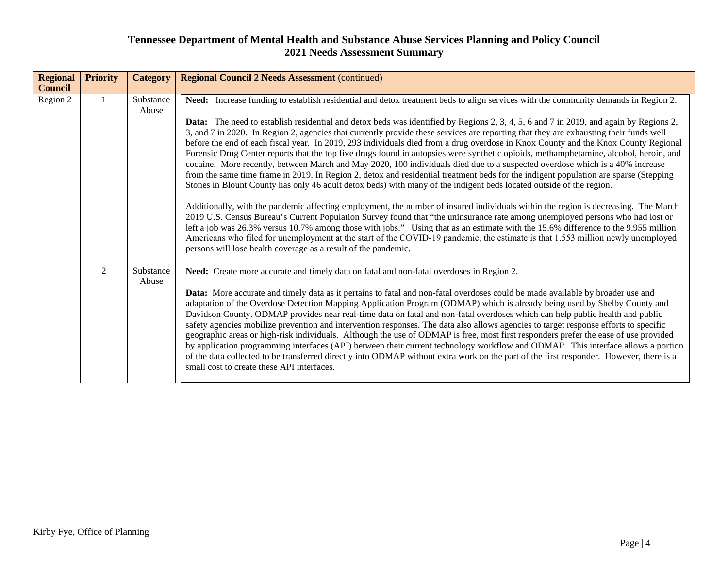# Tennessee Department of Mental Health and Substance Abuse Services Planning and Policy Council
## 2021 Needs Assessment Summary

| Regional Council | Priority | Category | Regional Council 2 Needs Assessment (continued) |
|---|---|---|---|
| Region 2 | 1 | Substance Abuse | **Need:** Increase funding to establish residential and detox treatment beds to align services with the community demands in Region 2. |
| | | | **Data:** The need to establish residential and detox beds was identified by Regions 2, 3, 4, 5, 6 and 7 in 2019, and again by Regions 2, 3, and 7 in 2020. In Region 2, agencies that currently provide these services are reporting that they are exhausting their funds well before the end of each fiscal year. In 2019, 293 individuals died from a drug overdose in Knox County and the Knox County Regional Forensic Drug Center reports that the top five drugs found in autopsies were synthetic opioids, methamphetamine, alcohol, heroin, and cocaine. More recently, between March and May 2020, 100 individuals died due to a suspected overdose which is a 40% increase from the same time frame in 2019. In Region 2, detox and residential treatment beds for the indigent population are sparse (Stepping Stones in Blount County has only 46 adult detox beds) with many of the indigent beds located outside of the region.<br><br>Additionally, with the pandemic affecting employment, the number of insured individuals within the region is decreasing. The March 2019 U.S. Census Bureau's Current Population Survey found that "the uninsurance rate among unemployed persons who had lost or left a job was 26.3% versus 10.7% among those with jobs." Using that as an estimate with the 15.6% difference to the 9.955 million Americans who filed for unemployment at the start of the COVID-19 pandemic, the estimate is that 1.553 million newly unemployed persons will lose health coverage as a result of the pandemic. |
| | 2 | Substance Abuse | **Need:** Create more accurate and timely data on fatal and non-fatal overdoses in Region 2. |
| | | | **Data:** More accurate and timely data as it pertains to fatal and non-fatal overdoses could be made available by broader use and adaptation of the Overdose Detection Mapping Application Program (ODMAP) which is already being used by Shelby County and Davidson County. ODMAP provides near real-time data on fatal and non-fatal overdoses which can help public health and public safety agencies mobilize prevention and intervention responses. The data also allows agencies to target response efforts to specific geographic areas or high-risk individuals. Although the use of ODMAP is free, most first responders prefer the ease of use provided by application programming interfaces (API) between their current technology workflow and ODMAP. This interface allows a portion of the data collected to be transferred directly into ODMAP without extra work on the part of the first responder. However, there is a small cost to create these API interfaces. |

Kirby Fye, Office of Planning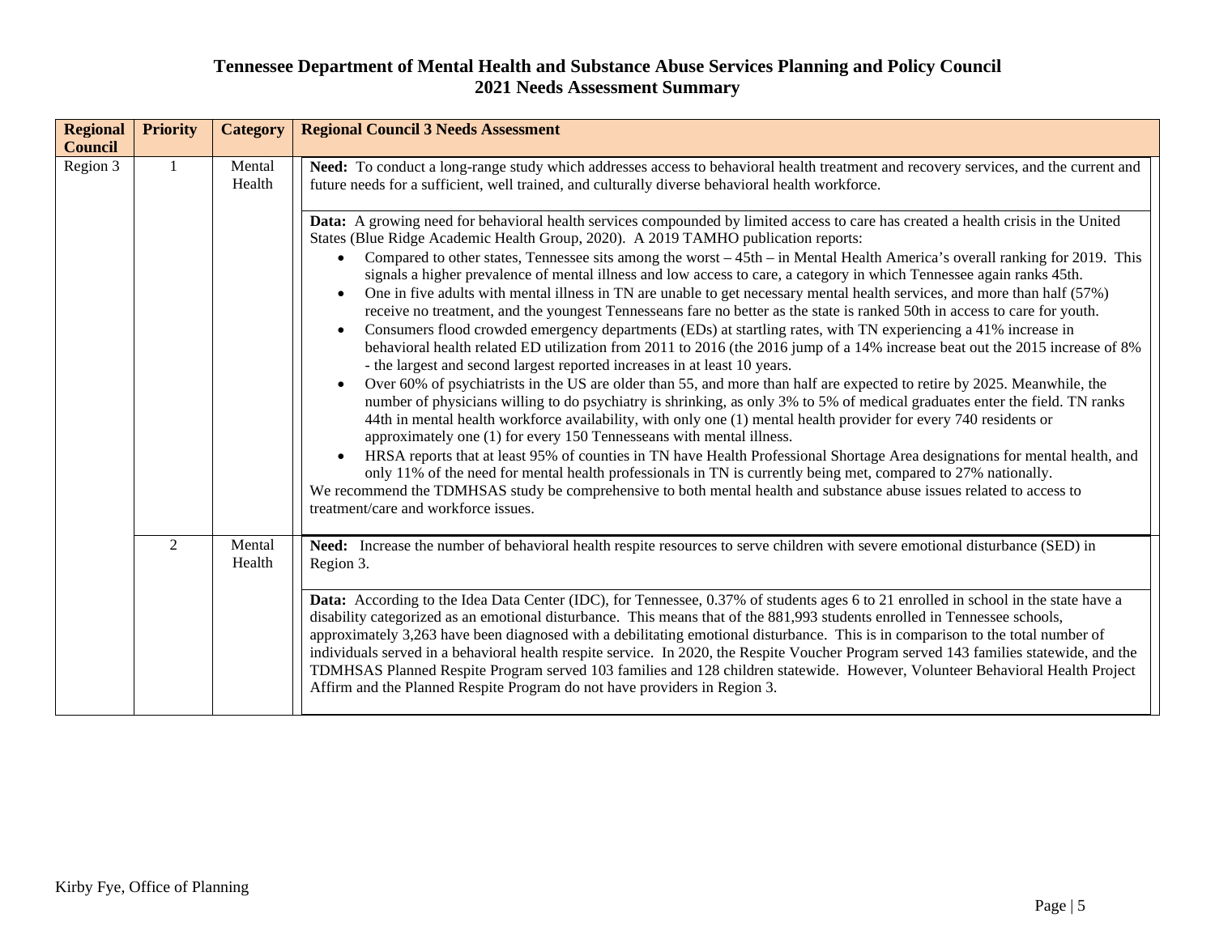# Tennessee Department of Mental Health and Substance Abuse Services Planning and Policy Council
## 2021 Needs Assessment Summary

| Regional Council | Priority | Category | Regional Council 3 Needs Assessment |
|---|---|---|---|
| Region 3 | 1 | Mental Health | **Need:** To conduct a long-range study which addresses access to behavioral health treatment and recovery services, and the current and future needs for a sufficient, well trained, and culturally diverse behavioral health workforce.<br><br>**Data:** A growing need for behavioral health services compounded by limited access to care has created a health crisis in the United States (Blue Ridge Academic Health Group, 2020). A 2019 TAMHO publication reports:<br>• Compared to other states, Tennessee sits among the worst – 45th – in Mental Health America's overall ranking for 2019. This signals a higher prevalence of mental illness and low access to care, a category in which Tennessee again ranks 45th.<br>• One in five adults with mental illness in TN are unable to get necessary mental health services, and more than half (57%) receive no treatment, and the youngest Tennesseans fare no better as the state is ranked 50th in access to care for youth.<br>• Consumers flood crowded emergency departments (EDs) at startling rates, with TN experiencing a 41% increase in behavioral health related ED utilization from 2011 to 2016 (the 2016 jump of a 14% increase beat out the 2015 increase of 8% - the largest and second largest reported increases in at least 10 years.<br>• Over 60% of psychiatrists in the US are older than 55, and more than half are expected to retire by 2025. Meanwhile, the number of physicians willing to do psychiatry is shrinking, as only 3% to 5% of medical graduates enter the field. TN ranks 44th in mental health workforce availability, with only one (1) mental health provider for every 740 residents or approximately one (1) for every 150 Tennesseans with mental illness.<br>• HRSA reports that at least 95% of counties in TN have Health Professional Shortage Area designations for mental health, and only 11% of the need for mental health professionals in TN is currently being met, compared to 27% nationally.<br>We recommend the TDMHSAS study be comprehensive to both mental health and substance abuse issues related to access to treatment/care and workforce issues. |
| | 2 | Mental Health | **Need:** Increase the number of behavioral health respite resources to serve children with severe emotional disturbance (SED) in Region 3.<br><br>**Data:** According to the Idea Data Center (IDC), for Tennessee, 0.37% of students ages 6 to 21 enrolled in school in the state have a disability categorized as an emotional disturbance. This means that of the 881,993 students enrolled in Tennessee schools, approximately 3,263 have been diagnosed with a debilitating emotional disturbance. This is in comparison to the total number of individuals served in a behavioral health respite service. In 2020, the Respite Voucher Program served 143 families statewide, and the TDMHSAS Planned Respite Program served 103 families and 128 children statewide. However, Volunteer Behavioral Health Project Affirm and the Planned Respite Program do not have providers in Region 3. |

Kirby Fye, Office of Planning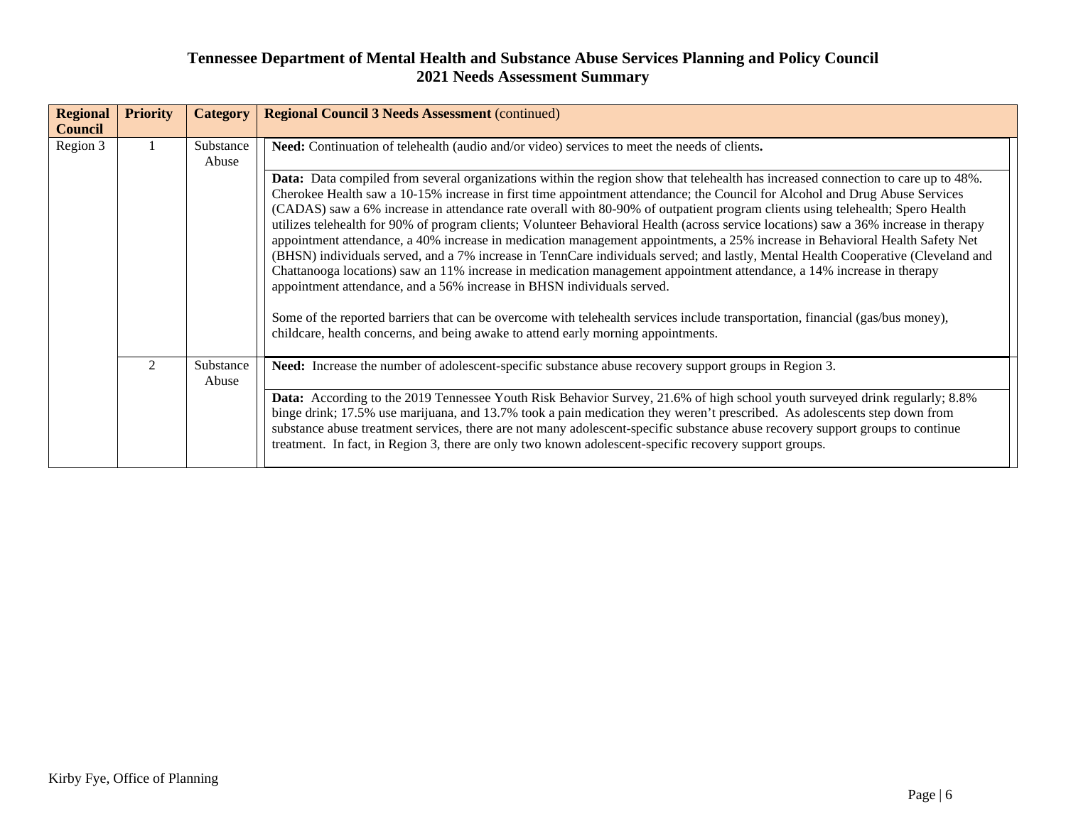# Tennessee Department of Mental Health and Substance Abuse Services Planning and Policy Council
## 2021 Needs Assessment Summary

| Regional Council | Priority | Category | Regional Council 3 Needs Assessment (continued) |
|---|---|---|---|
| Region 3 | 1 | Substance Abuse | **Need:** Continuation of telehealth (audio and/or video) services to meet the needs of clients.<br><br>**Data:** Data compiled from several organizations within the region show that telehealth has increased connection to care up to 48%. Cherokee Health saw a 10-15% increase in first time appointment attendance; the Council for Alcohol and Drug Abuse Services (CADAS) saw a 6% increase in attendance rate overall with 80-90% of outpatient program clients using telehealth; Spero Health utilizes telehealth for 90% of program clients; Volunteer Behavioral Health (across service locations) saw a 36% increase in therapy appointment attendance, a 40% increase in medication management appointments, a 25% increase in Behavioral Health Safety Net (BHSN) individuals served, and a 7% increase in TennCare individuals served; and lastly, Mental Health Cooperative (Cleveland and Chattanooga locations) saw an 11% increase in medication management appointment attendance, a 14% increase in therapy appointment attendance, and a 56% increase in BHSN individuals served.<br><br>Some of the reported barriers that can be overcome with telehealth services include transportation, financial (gas/bus money), childcare, health concerns, and being awake to attend early morning appointments. |
| | 2 | Substance Abuse | **Need:** Increase the number of adolescent-specific substance abuse recovery support groups in Region 3.<br><br>**Data:** According to the 2019 Tennessee Youth Risk Behavior Survey, 21.6% of high school youth surveyed drink regularly; 8.8% binge drink; 17.5% use marijuana, and 13.7% took a pain medication they weren't prescribed. As adolescents step down from substance abuse treatment services, there are not many adolescent-specific substance abuse recovery support groups to continue treatment. In fact, in Region 3, there are only two known adolescent-specific recovery support groups. |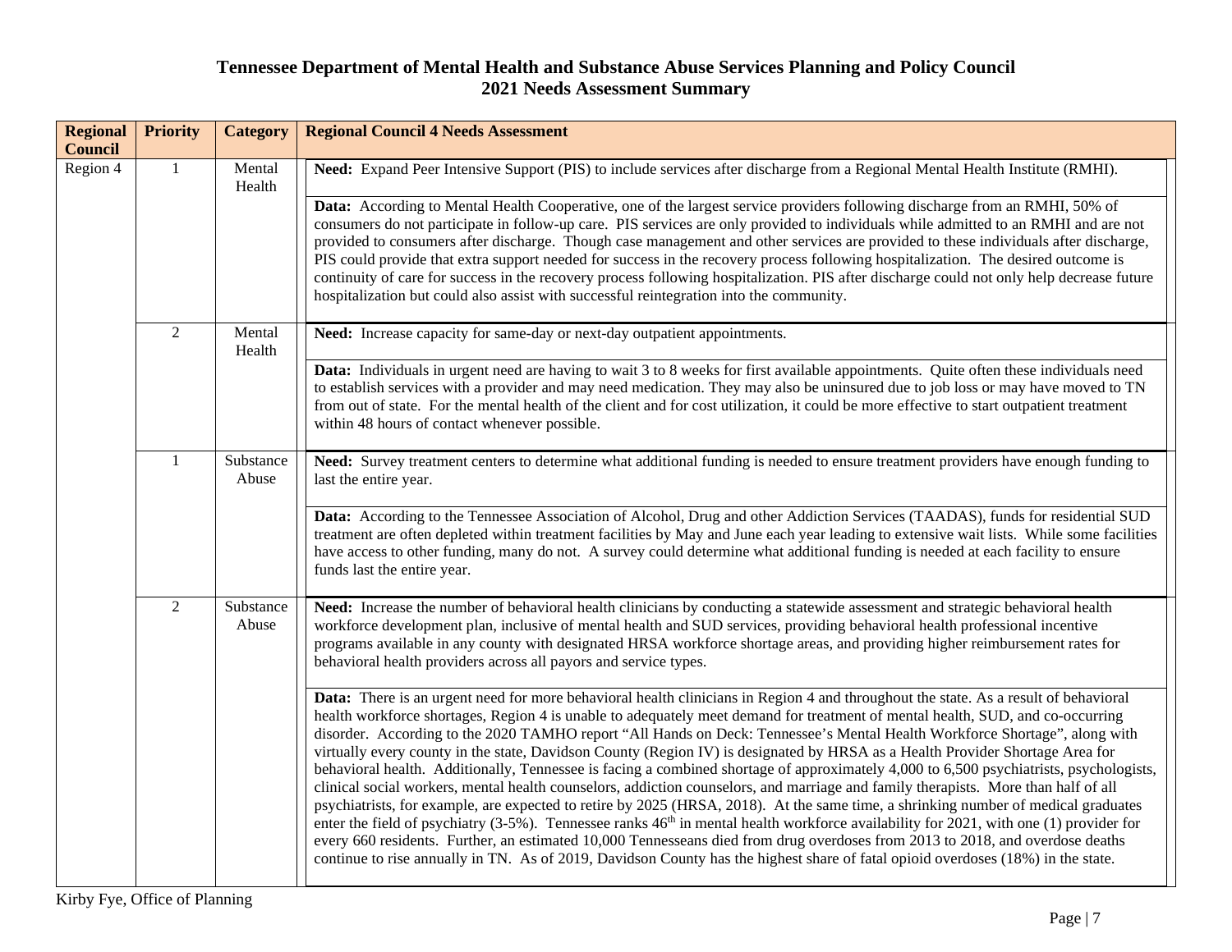# Tennessee Department of Mental Health and Substance Abuse Services Planning and Policy Council
## 2021 Needs Assessment Summary

| Regional Council | Priority | Category | Regional Council 4 Needs Assessment |
|---|---|---|---|
| Region 4 | 1 | Mental Health | **Need:** Expand Peer Intensive Support (PIS) to include services after discharge from a Regional Mental Health Institute (RMHI). |
| | | | **Data:** According to Mental Health Cooperative, one of the largest service providers following discharge from an RMHI, 50% of consumers do not participate in follow-up care. PIS services are only provided to individuals while admitted to an RMHI and are not provided to consumers after discharge. Though case management and other services are provided to these individuals after discharge, PIS could provide that extra support needed for success in the recovery process following hospitalization. The desired outcome is continuity of care for success in the recovery process following hospitalization. PIS after discharge could not only help decrease future hospitalization but could also assist with successful reintegration into the community. |
| | 2 | Mental Health | **Need:** Increase capacity for same-day or next-day outpatient appointments. |
| | | | **Data:** Individuals in urgent need are having to wait 3 to 8 weeks for first available appointments. Quite often these individuals need to establish services with a provider and may need medication. They may also be uninsured due to job loss or may have moved to TN from out of state. For the mental health of the client and for cost utilization, it could be more effective to start outpatient treatment within 48 hours of contact whenever possible. |
| | 1 | Substance Abuse | **Need:** Survey treatment centers to determine what additional funding is needed to ensure treatment providers have enough funding to last the entire year. |
| | | | **Data:** According to the Tennessee Association of Alcohol, Drug and other Addiction Services (TAADAS), funds for residential SUD treatment are often depleted within treatment facilities by May and June each year leading to extensive wait lists. While some facilities have access to other funding, many do not. A survey could determine what additional funding is needed at each facility to ensure funds last the entire year. |
| | 2 | Substance Abuse | **Need:** Increase the number of behavioral health clinicians by conducting a statewide assessment and strategic behavioral health workforce development plan, inclusive of mental health and SUD services, providing behavioral health professional incentive programs available in any county with designated HRSA workforce shortage areas, and providing higher reimbursement rates for behavioral health providers across all payors and service types. |
| | | | **Data:** There is an urgent need for more behavioral health clinicians in Region 4 and throughout the state. As a result of behavioral health workforce shortages, Region 4 is unable to adequately meet demand for treatment of mental health, SUD, and co-occurring disorder. According to the 2020 TAMHO report "All Hands on Deck: Tennessee's Mental Health Workforce Shortage", along with virtually every county in the state, Davidson County (Region IV) is designated by HRSA as a Health Provider Shortage Area for behavioral health. Additionally, Tennessee is facing a combined shortage of approximately 4,000 to 6,500 psychiatrists, psychologists, clinical social workers, mental health counselors, addiction counselors, and marriage and family therapists. More than half of all psychiatrists, for example, are expected to retire by 2025 (HRSA, 2018). At the same time, a shrinking number of medical graduates enter the field of psychiatry (3-5%). Tennessee ranks 46th in mental health workforce availability for 2021, with one (1) provider for every 660 residents. Further, an estimated 10,000 Tennesseans died from drug overdoses from 2013 to 2018, and overdose deaths continue to rise annually in TN. As of 2019, Davidson County has the highest share of fatal opioid overdoses (18%) in the state. |

Kirby Fye, Office of Planning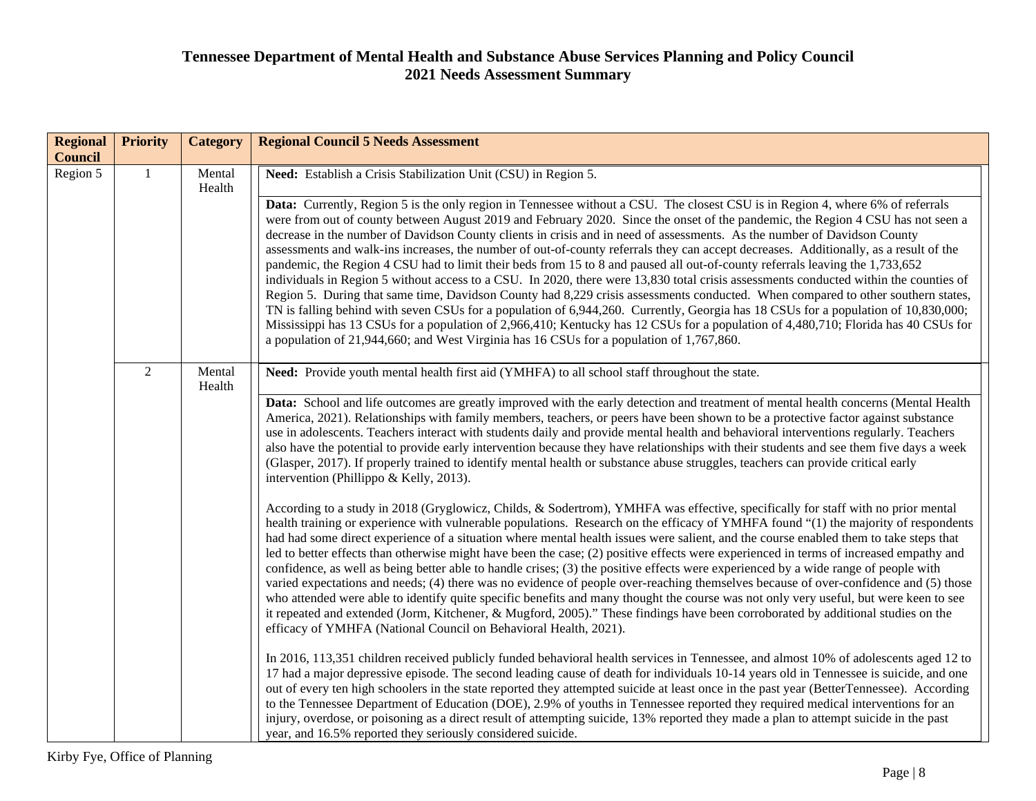# Tennessee Department of Mental Health and Substance Abuse Services Planning and Policy Council
## 2021 Needs Assessment Summary

| Regional Council | Priority | Category | Regional Council 5 Needs Assessment |
|---|---|---|---|
| Region 5 | 1 | Mental Health | **Need:** Establish a Crisis Stabilization Unit (CSU) in Region 5. |
| | | | **Data:** Currently, Region 5 is the only region in Tennessee without a CSU. The closest CSU is in Region 4, where 6% of referrals were from out of county between August 2019 and February 2020. Since the onset of the pandemic, the Region 4 CSU has not seen a decrease in the number of Davidson County clients in crisis and in need of assessments. As the number of Davidson County assessments and walk-ins increases, the number of out-of-county referrals they can accept decreases. Additionally, as a result of the pandemic, the Region 4 CSU had to limit their beds from 15 to 8 and paused all out-of-county referrals leaving the 1,733,652 individuals in Region 5 without access to a CSU. In 2020, there were 13,830 total crisis assessments conducted within the counties of Region 5. During that same time, Davidson County had 8,229 crisis assessments conducted. When compared to other southern states, TN is falling behind with seven CSUs for a population of 6,944,260. Currently, Georgia has 18 CSUs for a population of 10,830,000; Mississippi has 13 CSUs for a population of 2,966,410; Kentucky has 12 CSUs for a population of 4,480,710; Florida has 40 CSUs for a population of 21,944,660; and West Virginia has 16 CSUs for a population of 1,767,860. |
| | 2 | Mental Health | **Need:** Provide youth mental health first aid (YMHFA) to all school staff throughout the state. |
| | | | **Data:** School and life outcomes are greatly improved with the early detection and treatment of mental health concerns (Mental Health America, 2021). Relationships with family members, teachers, or peers have been shown to be a protective factor against substance use in adolescents. Teachers interact with students daily and provide mental health and behavioral interventions regularly. Teachers also have the potential to provide early intervention because they have relationships with their students and see them five days a week (Glasper, 2017). If properly trained to identify mental health or substance abuse struggles, teachers can provide critical early intervention (Phillippo & Kelly, 2013).<br><br>According to a study in 2018 (Gryglowicz, Childs, & Sodertrom), YMHFA was effective, specifically for staff with no prior mental health training or experience with vulnerable populations. Research on the efficacy of YMHFA found "(1) the majority of respondents had had some direct experience of a situation where mental health issues were salient, and the course enabled them to take steps that led to better effects than otherwise might have been the case; (2) positive effects were experienced in terms of increased empathy and confidence, as well as being better able to handle crises; (3) the positive effects were experienced by a wide range of people with varied expectations and needs; (4) there was no evidence of people over-reaching themselves because of over-confidence and (5) those who attended were able to identify quite specific benefits and many thought the course was not only very useful, but were keen to see it repeated and extended (Jorm, Kitchener, & Mugford, 2005)." These findings have been corroborated by additional studies on the efficacy of YMHFA (National Council on Behavioral Health, 2021).<br><br>In 2016, 113,351 children received publicly funded behavioral health services in Tennessee, and almost 10% of adolescents aged 12 to 17 had a major depressive episode. The second leading cause of death for individuals 10-14 years old in Tennessee is suicide, and one out of every ten high schoolers in the state reported they attempted suicide at least once in the past year (BetterTennessee). According to the Tennessee Department of Education (DOE), 2.9% of youths in Tennessee reported they required medical interventions for an injury, overdose, or poisoning as a direct result of attempting suicide, 13% reported they made a plan to attempt suicide in the past year, and 16.5% reported they seriously considered suicide. |

Kirby Fye, Office of Planning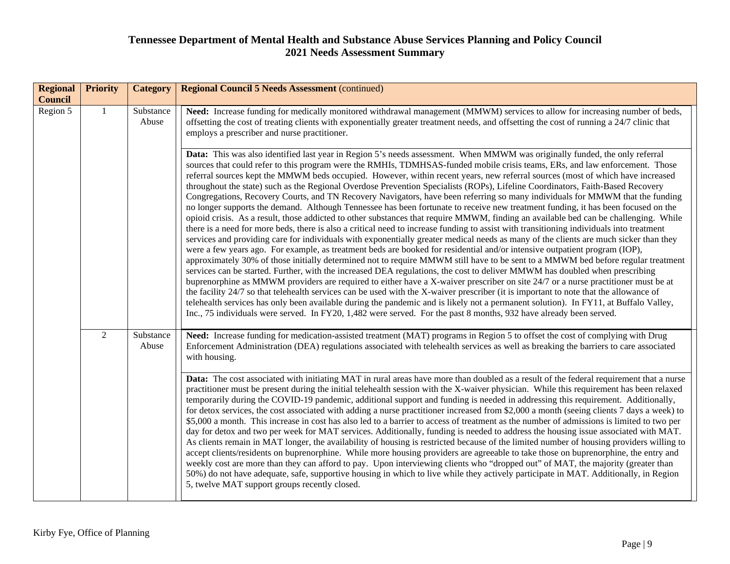# Tennessee Department of Mental Health and Substance Abuse Services Planning and Policy Council
# 2021 Needs Assessment Summary

| Regional Council | Priority | Category | Regional Council 5 Needs Assessment (continued) |
|---|---|---|---|
| Region 5 | 1 | Substance Abuse | **Need:** Increase funding for medically monitored withdrawal management (MMWM) services to allow for increasing number of beds, offsetting the cost of treating clients with exponentially greater treatment needs, and offsetting the cost of running a 24/7 clinic that employs a prescriber and nurse practitioner. |
| | | | **Data:** This was also identified last year in Region 5's needs assessment. When MMWM was originally funded, the only referral sources that could refer to this program were the RMHIs, TDMHSAS-funded mobile crisis teams, ERs, and law enforcement. Those referral sources kept the MMWM beds occupied. However, within recent years, new referral sources (most of which have increased throughout the state) such as the Regional Overdose Prevention Specialists (ROPs), Lifeline Coordinators, Faith-Based Recovery Congregations, Recovery Courts, and TN Recovery Navigators, have been referring so many individuals for MMWM that the funding no longer supports the demand. Although Tennessee has been fortunate to receive new treatment funding, it has been focused on the opioid crisis. As a result, those addicted to other substances that require MMWM, finding an available bed can be challenging. While there is a need for more beds, there is also a critical need to increase funding to assist with transitioning individuals into treatment services and providing care for individuals with exponentially greater medical needs as many of the clients are much sicker than they were a few years ago. For example, as treatment beds are booked for residential and/or intensive outpatient program (IOP), approximately 30% of those initially determined not to require MMWM still have to be sent to a MMWM bed before regular treatment services can be started. Further, with the increased DEA regulations, the cost to deliver MMWM has doubled when prescribing buprenorphine as MMWM providers are required to either have a X-waiver prescriber on site 24/7 or a nurse practitioner must be at the facility 24/7 so that telehealth services can be used with the X-waiver prescriber (it is important to note that the allowance of telehealth services has only been available during the pandemic and is likely not a permanent solution). In FY11, at Buffalo Valley, Inc., 75 individuals were served. In FY20, 1,482 were served. For the past 8 months, 932 have already been served. |
| | 2 | Substance Abuse | **Need:** Increase funding for medication-assisted treatment (MAT) programs in Region 5 to offset the cost of complying with Drug Enforcement Administration (DEA) regulations associated with telehealth services as well as breaking the barriers to care associated with housing. |
| | | | **Data:** The cost associated with initiating MAT in rural areas have more than doubled as a result of the federal requirement that a nurse practitioner must be present during the initial telehealth session with the X-waiver physician. While this requirement has been relaxed temporarily during the COVID-19 pandemic, additional support and funding is needed in addressing this requirement. Additionally, for detox services, the cost associated with adding a nurse practitioner increased from $2,000 a month (seeing clients 7 days a week) to $5,000 a month. This increase in cost has also led to a barrier to access of treatment as the number of admissions is limited to two per day for detox and two per week for MAT services. Additionally, funding is needed to address the housing issue associated with MAT. As clients remain in MAT longer, the availability of housing is restricted because of the limited number of housing providers willing to accept clients/residents on buprenorphine. While more housing providers are agreeable to take those on buprenorphine, the entry and weekly cost are more than they can afford to pay. Upon interviewing clients who "dropped out" of MAT, the majority (greater than 50%) do not have adequate, safe, supportive housing in which to live while they actively participate in MAT. Additionally, in Region 5, twelve MAT support groups recently closed. |

Kirby Fye, Office of Planning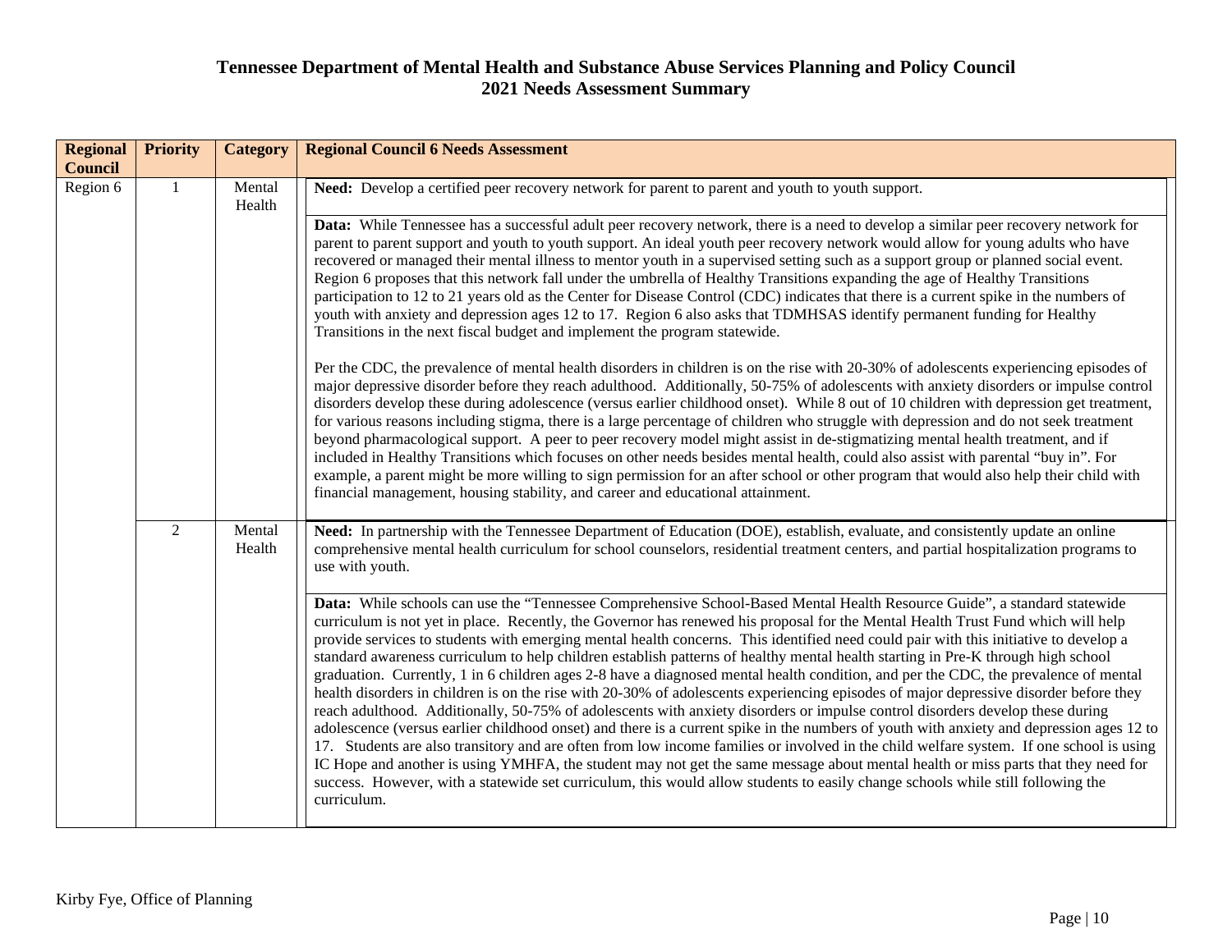# Tennessee Department of Mental Health and Substance Abuse Services Planning and Policy Council
## 2021 Needs Assessment Summary

| Regional Council | Priority | Category | Regional Council 6 Needs Assessment |
|---|---|---|---|
| Region 6 | 1 | Mental Health | **Need:** Develop a certified peer recovery network for parent to parent and youth to youth support. |
| | | | **Data:** While Tennessee has a successful adult peer recovery network, there is a need to develop a similar peer recovery network for parent to parent support and youth to youth support. An ideal youth peer recovery network would allow for young adults who have recovered or managed their mental illness to mentor youth in a supervised setting such as a support group or planned social event. Region 6 proposes that this network fall under the umbrella of Healthy Transitions expanding the age of Healthy Transitions participation to 12 to 21 years old as the Center for Disease Control (CDC) indicates that there is a current spike in the numbers of youth with anxiety and depression ages 12 to 17. Region 6 also asks that TDMHSAS identify permanent funding for Healthy Transitions in the next fiscal budget and implement the program statewide.<br><br>Per the CDC, the prevalence of mental health disorders in children is on the rise with 20-30% of adolescents experiencing episodes of major depressive disorder before they reach adulthood. Additionally, 50-75% of adolescents with anxiety disorders or impulse control disorders develop these during adolescence (versus earlier childhood onset). While 8 out of 10 children with depression get treatment, for various reasons including stigma, there is a large percentage of children who struggle with depression and do not seek treatment beyond pharmacological support. A peer to peer recovery model might assist in de-stigmatizing mental health treatment, and if included in Healthy Transitions which focuses on other needs besides mental health, could also assist with parental "buy in". For example, a parent might be more willing to sign permission for an after school or other program that would also help their child with financial management, housing stability, and career and educational attainment. |
| | 2 | Mental Health | **Need:** In partnership with the Tennessee Department of Education (DOE), establish, evaluate, and consistently update an online comprehensive mental health curriculum for school counselors, residential treatment centers, and partial hospitalization programs to use with youth. |
| | | | **Data:** While schools can use the "Tennessee Comprehensive School-Based Mental Health Resource Guide", a standard statewide curriculum is not yet in place. Recently, the Governor has renewed his proposal for the Mental Health Trust Fund which will help provide services to students with emerging mental health concerns. This identified need could pair with this initiative to develop a standard awareness curriculum to help children establish patterns of healthy mental health starting in Pre-K through high school graduation. Currently, 1 in 6 children ages 2-8 have a diagnosed mental health condition, and per the CDC, the prevalence of mental health disorders in children is on the rise with 20-30% of adolescents experiencing episodes of major depressive disorder before they reach adulthood. Additionally, 50-75% of adolescents with anxiety disorders or impulse control disorders develop these during adolescence (versus earlier childhood onset) and there is a current spike in the numbers of youth with anxiety and depression ages 12 to 17. Students are also transitory and are often from low income families or involved in the child welfare system. If one school is using IC Hope and another is using YMHFA, the student may not get the same message about mental health or miss parts that they need for success. However, with a statewide set curriculum, this would allow students to easily change schools while still following the curriculum. |

Kirby Fye, Office of Planning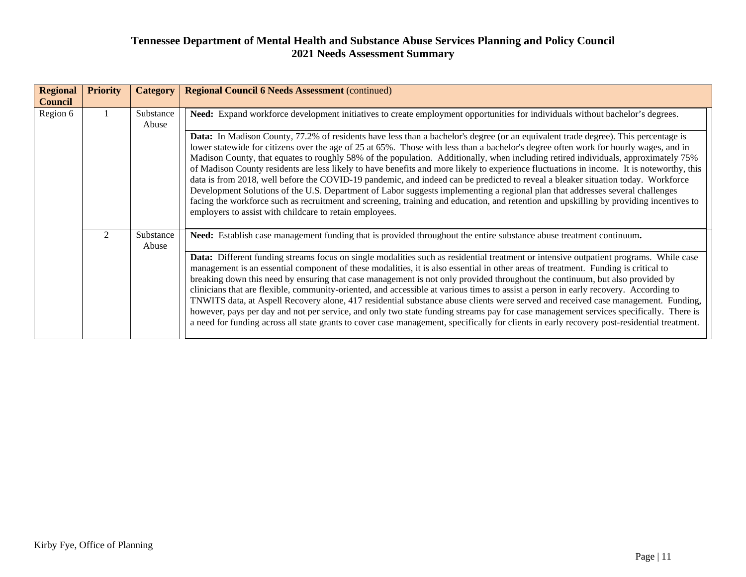# Tennessee Department of Mental Health and Substance Abuse Services Planning and Policy Council
## 2021 Needs Assessment Summary

| Regional Council | Priority | Category | Regional Council 6 Needs Assessment (continued) |
|---|---|---|---|
| Region 6 | 1 | Substance Abuse | **Need:** Expand workforce development initiatives to create employment opportunities for individuals without bachelor's degrees.<br><br>**Data:** In Madison County, 77.2% of residents have less than a bachelor's degree (or an equivalent trade degree). This percentage is lower statewide for citizens over the age of 25 at 65%. Those with less than a bachelor's degree often work for hourly wages, and in Madison County, that equates to roughly 58% of the population. Additionally, when including retired individuals, approximately 75% of Madison County residents are less likely to have benefits and more likely to experience fluctuations in income. It is noteworthy, this data is from 2018, well before the COVID-19 pandemic, and indeed can be predicted to reveal a bleaker situation today. Workforce Development Solutions of the U.S. Department of Labor suggests implementing a regional plan that addresses several challenges facing the workforce such as recruitment and screening, training and education, and retention and upskilling by providing incentives to employers to assist with childcare to retain employees. |
| | 2 | Substance Abuse | **Need:** Establish case management funding that is provided throughout the entire substance abuse treatment continuum.<br><br>**Data:** Different funding streams focus on single modalities such as residential treatment or intensive outpatient programs. While case management is an essential component of these modalities, it is also essential in other areas of treatment. Funding is critical to breaking down this need by ensuring that case management is not only provided throughout the continuum, but also provided by clinicians that are flexible, community-oriented, and accessible at various times to assist a person in early recovery. According to TNWITS data, at Aspell Recovery alone, 417 residential substance abuse clients were served and received case management. Funding, however, pays per day and not per service, and only two state funding streams pay for case management services specifically. There is a need for funding across all state grants to cover case management, specifically for clients in early recovery post-residential treatment. |

Kirby Fye, Office of Planning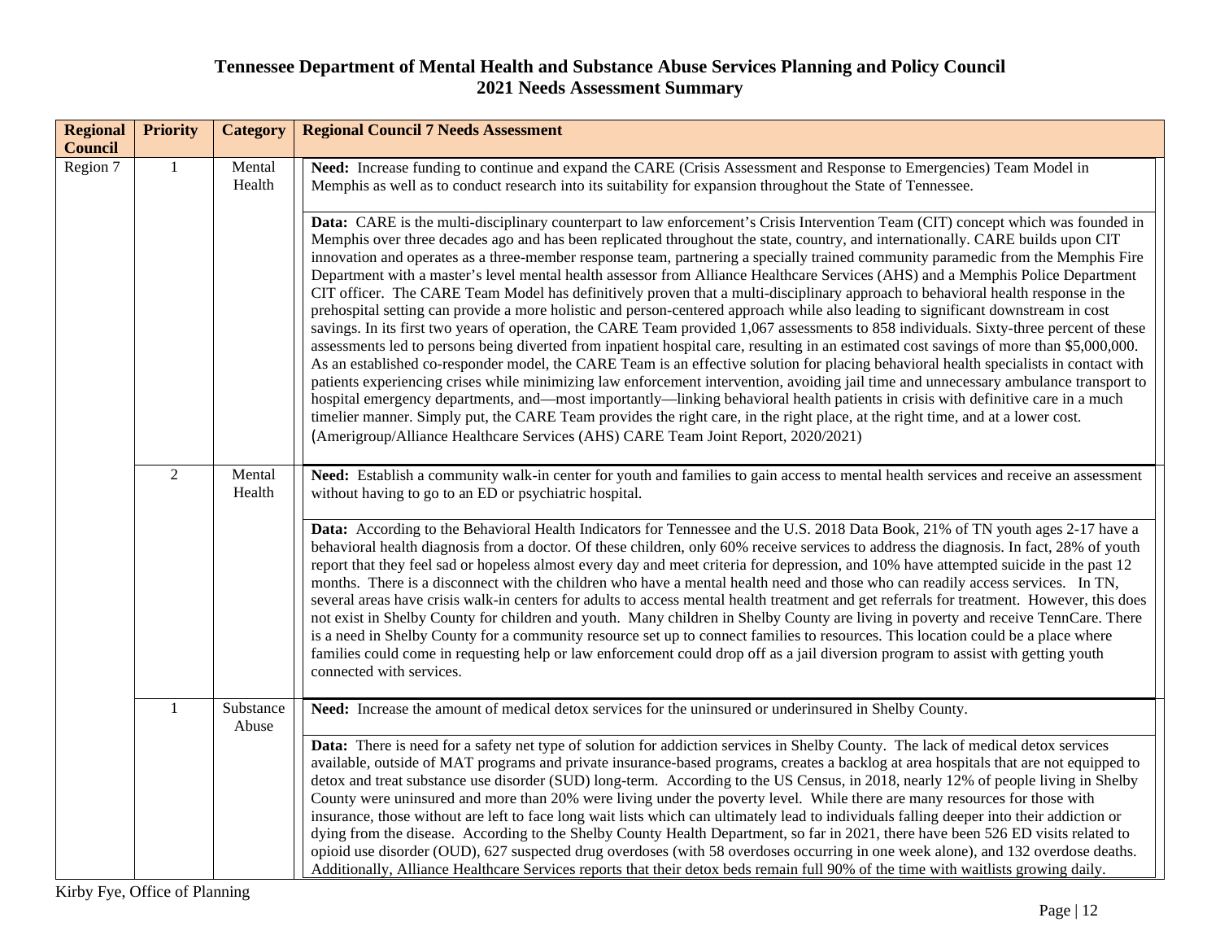# Tennessee Department of Mental Health and Substance Abuse Services Planning and Policy Council
## 2021 Needs Assessment Summary

| Regional Council | Priority | Category | Regional Council 7 Needs Assessment |
|---|---|---|---|
| Region 7 | 1 | Mental Health | **Need:** Increase funding to continue and expand the CARE (Crisis Assessment and Response to Emergencies) Team Model in Memphis as well as to conduct research into its suitability for expansion throughout the State of Tennessee. |
| | | | **Data:** CARE is the multi-disciplinary counterpart to law enforcement's Crisis Intervention Team (CIT) concept which was founded in Memphis over three decades ago and has been replicated throughout the state, country, and internationally. CARE builds upon CIT innovation and operates as a three-member response team, partnering a specially trained community paramedic from the Memphis Fire Department with a master's level mental health assessor from Alliance Healthcare Services (AHS) and a Memphis Police Department CIT officer. The CARE Team Model has definitively proven that a multi-disciplinary approach to behavioral health response in the prehospital setting can provide a more holistic and person-centered approach while also leading to significant downstream in cost savings. In its first two years of operation, the CARE Team provided 1,067 assessments to 858 individuals. Sixty-three percent of these assessments led to persons being diverted from inpatient hospital care, resulting in an estimated cost savings of more than $5,000,000. As an established co-responder model, the CARE Team is an effective solution for placing behavioral health specialists in contact with patients experiencing crises while minimizing law enforcement intervention, avoiding jail time and unnecessary ambulance transport to hospital emergency departments, and—most importantly—linking behavioral health patients in crisis with definitive care in a much timelier manner. Simply put, the CARE Team provides the right care, in the right place, at the right time, and at a lower cost. (Amerigroup/Alliance Healthcare Services (AHS) CARE Team Joint Report, 2020/2021) |
| | 2 | Mental Health | **Need:** Establish a community walk-in center for youth and families to gain access to mental health services and receive an assessment without having to go to an ED or psychiatric hospital. |
| | | | **Data:** According to the Behavioral Health Indicators for Tennessee and the U.S. 2018 Data Book, 21% of TN youth ages 2-17 have a behavioral health diagnosis from a doctor. Of these children, only 60% receive services to address the diagnosis. In fact, 28% of youth report that they feel sad or hopeless almost every day and meet criteria for depression, and 10% have attempted suicide in the past 12 months. There is a disconnect with the children who have a mental health need and those who can readily access services. In TN, several areas have crisis walk-in centers for adults to access mental health treatment and get referrals for treatment. However, this does not exist in Shelby County for children and youth. Many children in Shelby County are living in poverty and receive TennCare. There is a need in Shelby County for a community resource set up to connect families to resources. This location could be a place where families could come in requesting help or law enforcement could drop off as a jail diversion program to assist with getting youth connected with services. |
| | 1 | Substance Abuse | **Need:** Increase the amount of medical detox services for the uninsured or underinsured in Shelby County. |
| | | | **Data:** There is need for a safety net type of solution for addiction services in Shelby County. The lack of medical detox services available, outside of MAT programs and private insurance-based programs, creates a backlog at area hospitals that are not equipped to detox and treat substance use disorder (SUD) long-term. According to the US Census, in 2018, nearly 12% of people living in Shelby County were uninsured and more than 20% were living under the poverty level. While there are many resources for those with insurance, those without are left to face long wait lists which can ultimately lead to individuals falling deeper into their addiction or dying from the disease. According to the Shelby County Health Department, so far in 2021, there have been 526 ED visits related to opioid use disorder (OUD), 627 suspected drug overdoses (with 58 overdoses occurring in one week alone), and 132 overdose deaths. Additionally, Alliance Healthcare Services reports that their detox beds remain full 90% of the time with waitlists growing daily. |

Kirby Fye, Office of Planning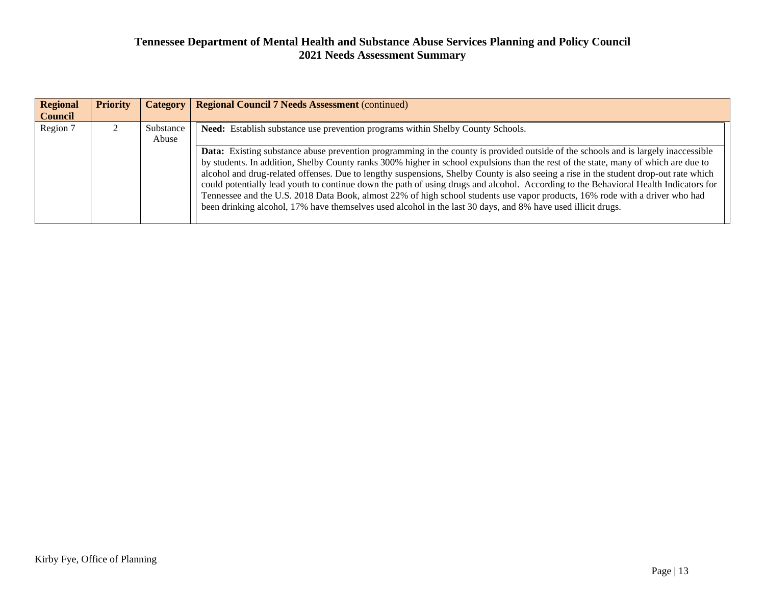# Tennessee Department of Mental Health and Substance Abuse Services Planning and Policy Council
## 2021 Needs Assessment Summary

| Regional Council | Priority | Category | Regional Council 7 Needs Assessment (continued) |
| --- | --- | --- | --- |
| Region 7 | 2 | Substance Abuse | **Need:** Establish substance use prevention programs within Shelby County Schools.<br><br>**Data:** Existing substance abuse prevention programming in the county is provided outside of the schools and is largely inaccessible by students. In addition, Shelby County ranks 300% higher in school expulsions than the rest of the state, many of which are due to alcohol and drug-related offenses. Due to lengthy suspensions, Shelby County is also seeing a rise in the student drop-out rate which could potentially lead youth to continue down the path of using drugs and alcohol. According to the Behavioral Health Indicators for Tennessee and the U.S. 2018 Data Book, almost 22% of high school students use vapor products, 16% rode with a driver who had been drinking alcohol, 17% have themselves used alcohol in the last 30 days, and 8% have used illicit drugs. |

Kirby Fye, Office of Planning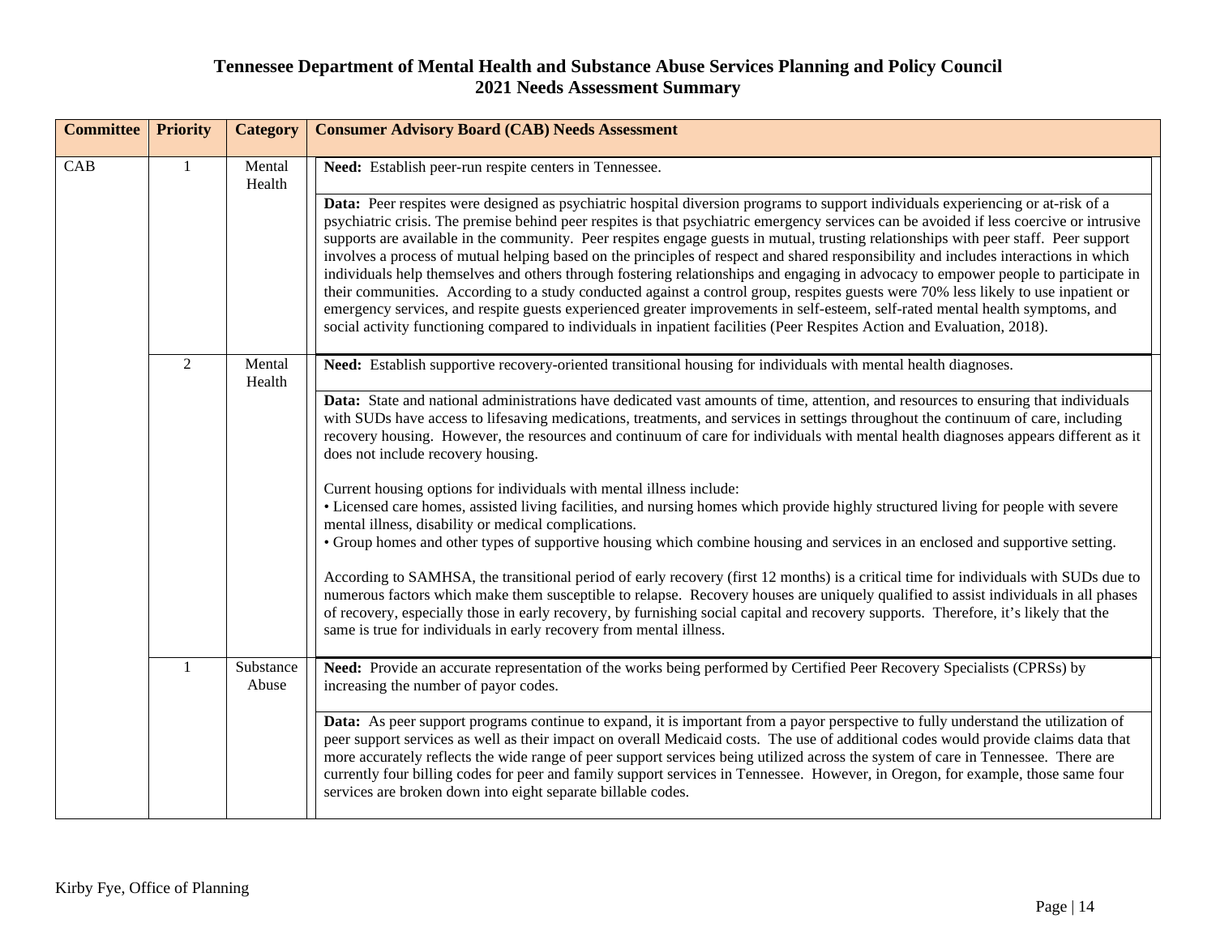# Tennessee Department of Mental Health and Substance Abuse Services Planning and Policy Council
## 2021 Needs Assessment Summary

| Committee | Priority | Category | Consumer Advisory Board (CAB) Needs Assessment |
|---|---|---|---|
| CAB | 1 | Mental Health | **Need:** Establish peer-run respite centers in Tennessee.<br><br>**Data:** Peer respites were designed as psychiatric hospital diversion programs to support individuals experiencing or at-risk of a psychiatric crisis. The premise behind peer respites is that psychiatric emergency services can be avoided if less coercive or intrusive supports are available in the community. Peer respites engage guests in mutual, trusting relationships with peer staff. Peer support involves a process of mutual helping based on the principles of respect and shared responsibility and includes interactions in which individuals help themselves and others through fostering relationships and engaging in advocacy to empower people to participate in their communities. According to a study conducted against a control group, respites guests were 70% less likely to use inpatient or emergency services, and respite guests experienced greater improvements in self-esteem, self-rated mental health symptoms, and social activity functioning compared to individuals in inpatient facilities (Peer Respites Action and Evaluation, 2018). |
| | 2 | Mental Health | **Need:** Establish supportive recovery-oriented transitional housing for individuals with mental health diagnoses.<br><br>**Data:** State and national administrations have dedicated vast amounts of time, attention, and resources to ensuring that individuals with SUDs have access to lifesaving medications, treatments, and services in settings throughout the continuum of care, including recovery housing. However, the resources and continuum of care for individuals with mental health diagnoses appears different as it does not include recovery housing.<br><br>Current housing options for individuals with mental illness include:<br>• Licensed care homes, assisted living facilities, and nursing homes which provide highly structured living for people with severe mental illness, disability or medical complications.<br>• Group homes and other types of supportive housing which combine housing and services in an enclosed and supportive setting.<br><br>According to SAMHSA, the transitional period of early recovery (first 12 months) is a critical time for individuals with SUDs due to numerous factors which make them susceptible to relapse. Recovery houses are uniquely qualified to assist individuals in all phases of recovery, especially those in early recovery, by furnishing social capital and recovery supports. Therefore, it's likely that the same is true for individuals in early recovery from mental illness. |
| | 1 | Substance Abuse | **Need:** Provide an accurate representation of the works being performed by Certified Peer Recovery Specialists (CPRSs) by increasing the number of payor codes.<br><br>**Data:** As peer support programs continue to expand, it is important from a payor perspective to fully understand the utilization of peer support services as well as their impact on overall Medicaid costs. The use of additional codes would provide claims data that more accurately reflects the wide range of peer support services being utilized across the system of care in Tennessee. There are currently four billing codes for peer and family support services in Tennessee. However, in Oregon, for example, those same four services are broken down into eight separate billable codes. |

Kirby Fye, Office of Planning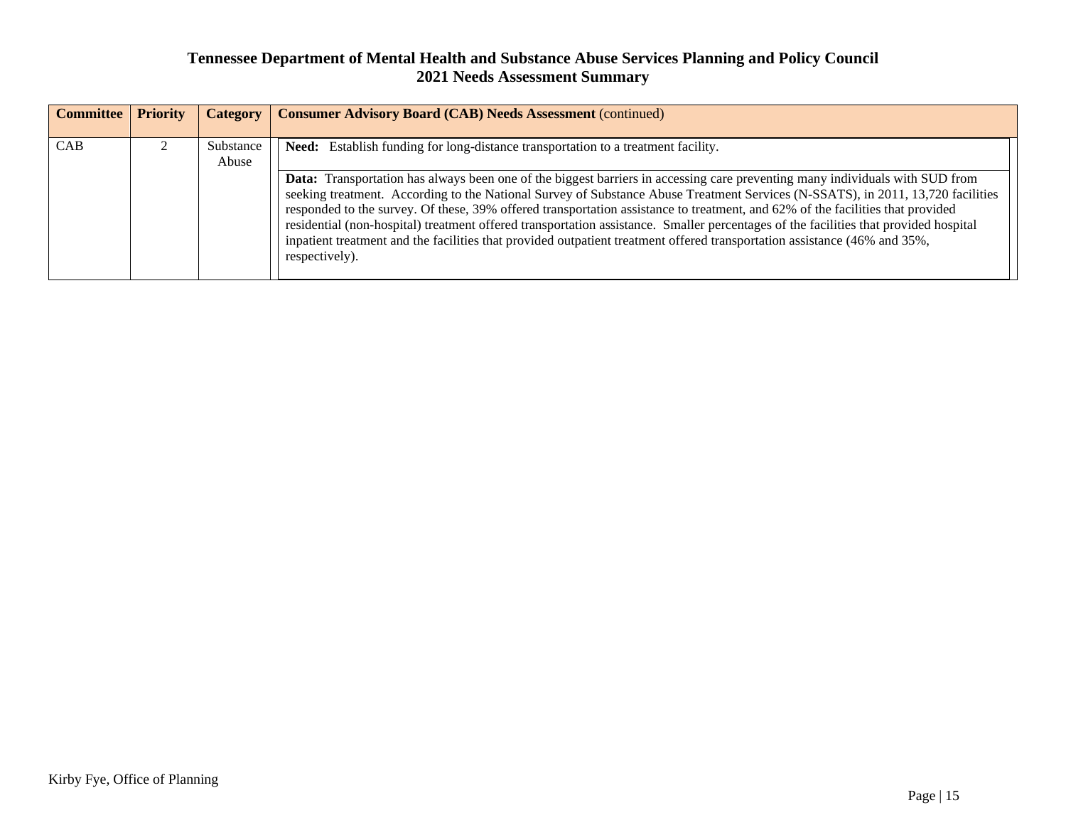# Tennessee Department of Mental Health and Substance Abuse Services Planning and Policy Council
## 2021 Needs Assessment Summary

| Committee | Priority | Category | **Consumer Advisory Board (CAB) Needs Assessment** (continued) |
|---|---|---|---|
| CAB | 2 | Substance Abuse | **Need:** Establish funding for long-distance transportation to a treatment facility.<br><br>**Data:** Transportation has always been one of the biggest barriers in accessing care preventing many individuals with SUD from seeking treatment. According to the National Survey of Substance Abuse Treatment Services (N-SSATS), in 2011, 13,720 facilities responded to the survey. Of these, 39% offered transportation assistance to treatment, and 62% of the facilities that provided residential (non-hospital) treatment offered transportation assistance. Smaller percentages of the facilities that provided hospital inpatient treatment and the facilities that provided outpatient treatment offered transportation assistance (46% and 35%, respectively). |

Kirby Fye, Office of Planning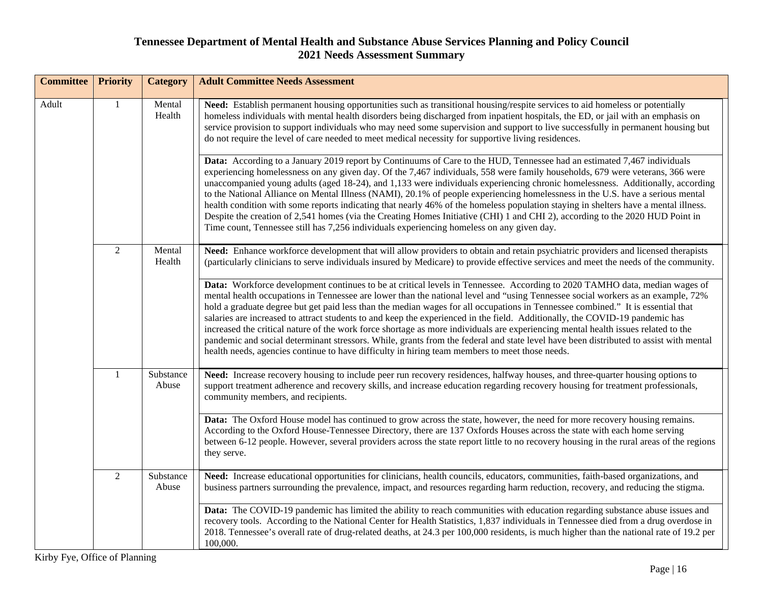# Tennessee Department of Mental Health and Substance Abuse Services Planning and Policy Council
## 2021 Needs Assessment Summary

| Committee | Priority | Category | Adult Committee Needs Assessment |
|---|---|---|---|
| Adult | 1 | Mental Health | **Need:** Establish permanent housing opportunities such as transitional housing/respite services to aid homeless or potentially homeless individuals with mental health disorders being discharged from inpatient hospitals, the ED, or jail with an emphasis on service provision to support individuals who may need some supervision and support to live successfully in permanent housing but do not require the level of care needed to meet medical necessity for supportive living residences. |
| | | | **Data:** According to a January 2019 report by Continuums of Care to the HUD, Tennessee had an estimated 7,467 individuals experiencing homelessness on any given day. Of the 7,467 individuals, 558 were family households, 679 were veterans, 366 were unaccompanied young adults (aged 18-24), and 1,133 were individuals experiencing chronic homelessness. Additionally, according to the National Alliance on Mental Illness (NAMI), 20.1% of people experiencing homelessness in the U.S. have a serious mental health condition with some reports indicating that nearly 46% of the homeless population staying in shelters have a mental illness. Despite the creation of 2,541 homes (via the Creating Homes Initiative (CHI) 1 and CHI 2), according to the 2020 HUD Point in Time count, Tennessee still has 7,256 individuals experiencing homeless on any given day. |
| | 2 | Mental Health | **Need:** Enhance workforce development that will allow providers to obtain and retain psychiatric providers and licensed therapists (particularly clinicians to serve individuals insured by Medicare) to provide effective services and meet the needs of the community. |
| | | | **Data:** Workforce development continues to be at critical levels in Tennessee. According to 2020 TAMHO data, median wages of mental health occupations in Tennessee are lower than the national level and "using Tennessee social workers as an example, 72% hold a graduate degree but get paid less than the median wages for all occupations in Tennessee combined." It is essential that salaries are increased to attract students to and keep the experienced in the field. Additionally, the COVID-19 pandemic has increased the critical nature of the work force shortage as more individuals are experiencing mental health issues related to the pandemic and social determinant stressors. While, grants from the federal and state level have been distributed to assist with mental health needs, agencies continue to have difficulty in hiring team members to meet those needs. |
| | 1 | Substance Abuse | **Need:** Increase recovery housing to include peer run recovery residences, halfway houses, and three-quarter housing options to support treatment adherence and recovery skills, and increase education regarding recovery housing for treatment professionals, community members, and recipients. |
| | | | **Data:** The Oxford House model has continued to grow across the state, however, the need for more recovery housing remains. According to the Oxford House-Tennessee Directory, there are 137 Oxfords Houses across the state with each home serving between 6-12 people. However, several providers across the state report little to no recovery housing in the rural areas of the regions they serve. |
| | 2 | Substance Abuse | **Need:** Increase educational opportunities for clinicians, health councils, educators, communities, faith-based organizations, and business partners surrounding the prevalence, impact, and resources regarding harm reduction, recovery, and reducing the stigma. |
| | | | **Data:** The COVID-19 pandemic has limited the ability to reach communities with education regarding substance abuse issues and recovery tools. According to the National Center for Health Statistics, 1,837 individuals in Tennessee died from a drug overdose in 2018. Tennessee's overall rate of drug-related deaths, at 24.3 per 100,000 residents, is much higher than the national rate of 19.2 per 100,000. |

Kirby Fye, Office of Planning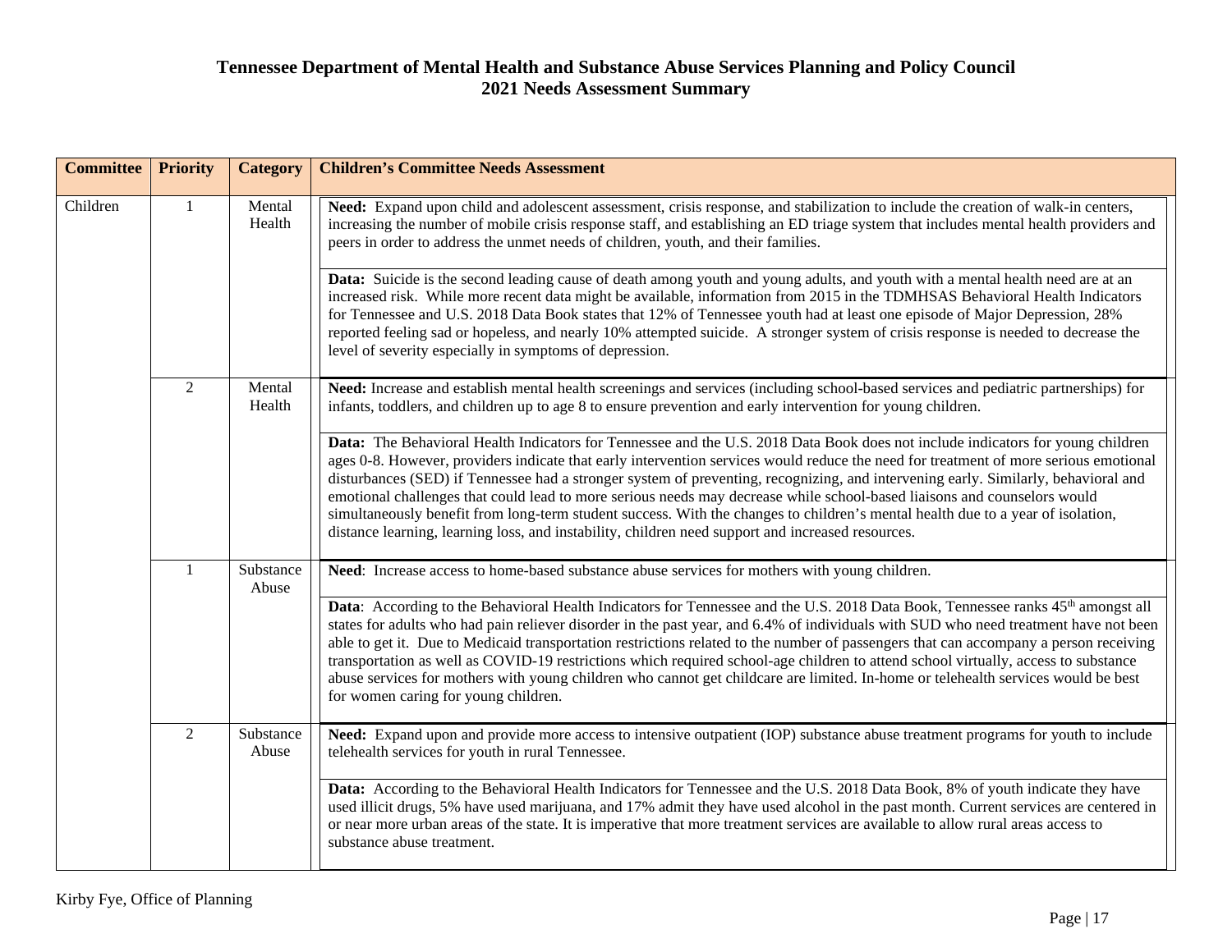# Tennessee Department of Mental Health and Substance Abuse Services Planning and Policy Council
## 2021 Needs Assessment Summary

| Committee | Priority | Category | Children's Committee Needs Assessment |
| --- | --- | --- | --- |
| Children | 1 | Mental Health | **Need:** Expand upon child and adolescent assessment, crisis response, and stabilization to include the creation of walk-in centers, increasing the number of mobile crisis response staff, and establishing an ED triage system that includes mental health providers and peers in order to address the unmet needs of children, youth, and their families. |
| | | | **Data:** Suicide is the second leading cause of death among youth and young adults, and youth with a mental health need are at an increased risk. While more recent data might be available, information from 2015 in the TDMHSAS Behavioral Health Indicators for Tennessee and U.S. 2018 Data Book states that 12% of Tennessee youth had at least one episode of Major Depression, 28% reported feeling sad or hopeless, and nearly 10% attempted suicide. A stronger system of crisis response is needed to decrease the level of severity especially in symptoms of depression. |
| | 2 | Mental Health | **Need:** Increase and establish mental health screenings and services (including school-based services and pediatric partnerships) for infants, toddlers, and children up to age 8 to ensure prevention and early intervention for young children. |
| | | | **Data:** The Behavioral Health Indicators for Tennessee and the U.S. 2018 Data Book does not include indicators for young children ages 0-8. However, providers indicate that early intervention services would reduce the need for treatment of more serious emotional disturbances (SED) if Tennessee had a stronger system of preventing, recognizing, and intervening early. Similarly, behavioral and emotional challenges that could lead to more serious needs may decrease while school-based liaisons and counselors would simultaneously benefit from long-term student success. With the changes to children's mental health due to a year of isolation, distance learning, learning loss, and instability, children need support and increased resources. |
| | 1 | Substance Abuse | **Need**: Increase access to home-based substance abuse services for mothers with young children. |
| | | | **Data**: According to the Behavioral Health Indicators for Tennessee and the U.S. 2018 Data Book, Tennessee ranks 45th amongst all states for adults who had pain reliever disorder in the past year, and 6.4% of individuals with SUD who need treatment have not been able to get it. Due to Medicaid transportation restrictions related to the number of passengers that can accompany a person receiving transportation as well as COVID-19 restrictions which required school-age children to attend school virtually, access to substance abuse services for mothers with young children who cannot get childcare are limited. In-home or telehealth services would be best for women caring for young children. |
| | 2 | Substance Abuse | **Need:** Expand upon and provide more access to intensive outpatient (IOP) substance abuse treatment programs for youth to include telehealth services for youth in rural Tennessee. |
| | | | **Data:** According to the Behavioral Health Indicators for Tennessee and the U.S. 2018 Data Book, 8% of youth indicate they have used illicit drugs, 5% have used marijuana, and 17% admit they have used alcohol in the past month. Current services are centered in or near more urban areas of the state. It is imperative that more treatment services are available to allow rural areas access to substance abuse treatment. |

Kirby Fye, Office of Planning